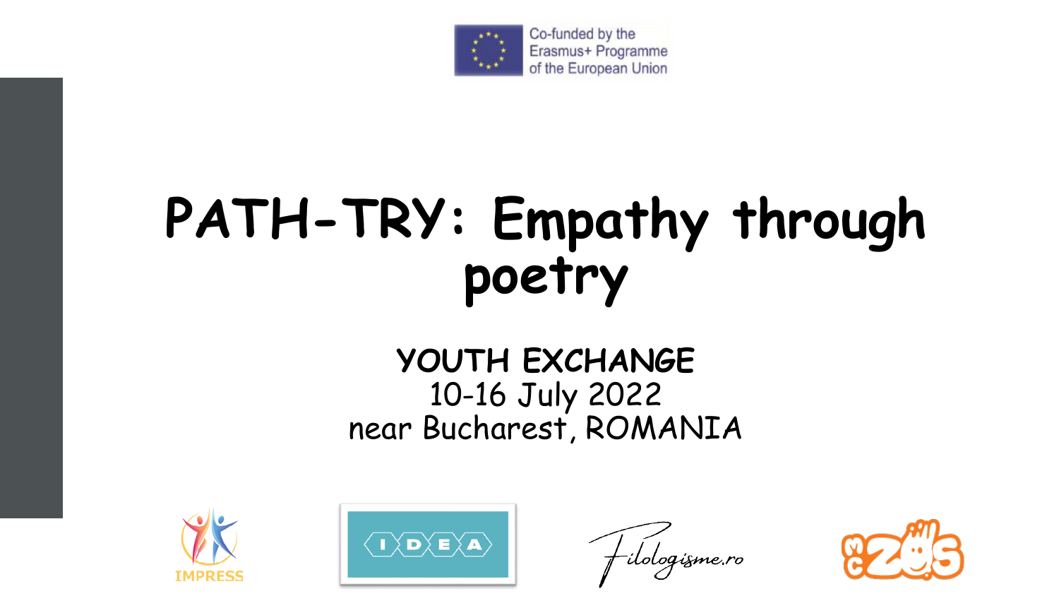Co-funded by the Erasmus+ Programme of the European Union

# PATH-TRY: Empathy through poetry

**YOUTH EXCHANGE**
10-16 July 2022
near Bucharest, ROMANIA

IMPRESS

IDEA

Filologisme.ro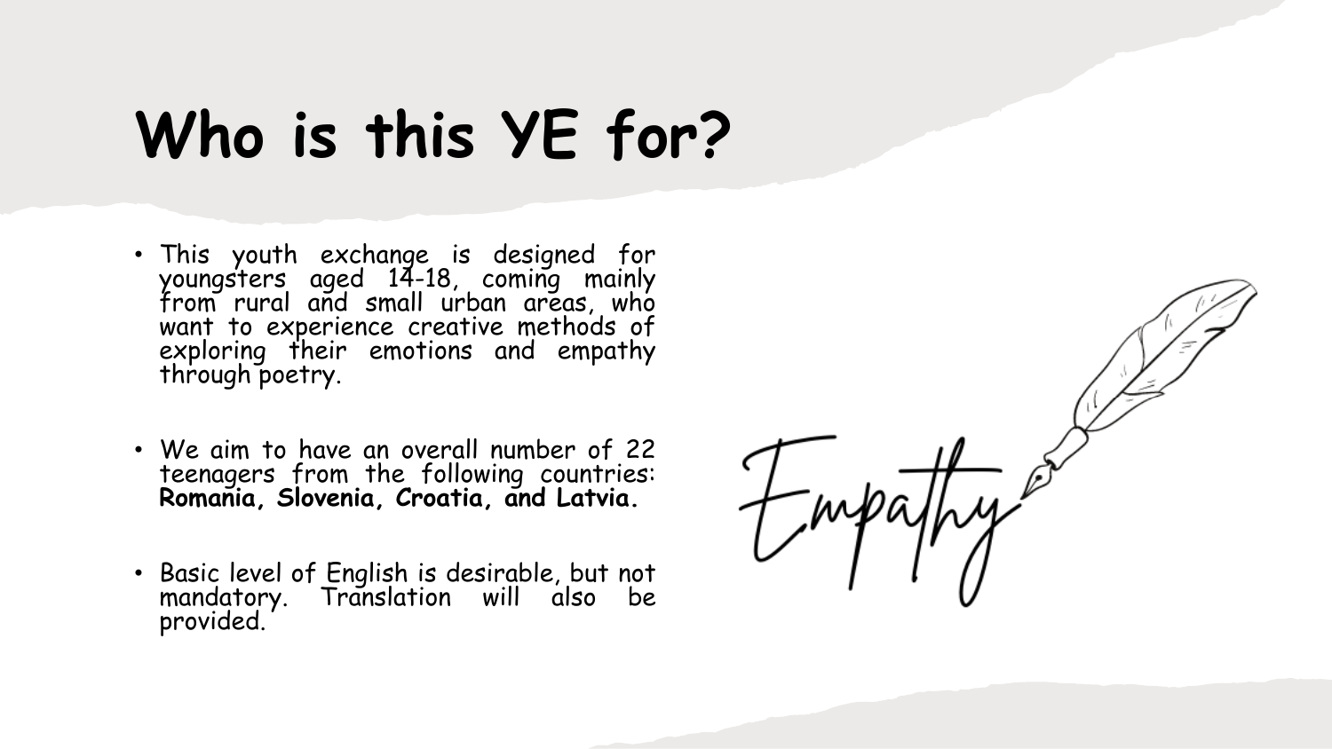# Who is this YE for?

- This youth exchange is designed for youngsters aged 14-18, coming mainly from rural and small urban areas, who want to experience creative methods of exploring their emotions and empathy through poetry.

- We aim to have an overall number of 22 teenagers from the following countries: **Romania, Slovenia, Croatia, and Latvia.**

- Basic level of English is desirable, but not mandatory. Translation will also be provided.

Empathy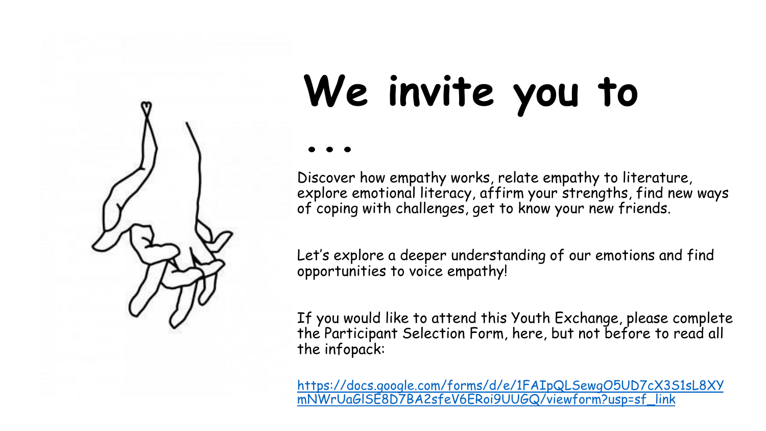# We invite you to …

Discover how empathy works, relate empathy to literature, explore emotional literacy, affirm your strengths, find new ways of coping with challenges, get to know your new friends.

Let's explore a deeper understanding of our emotions and find opportunities to voice empathy!

If you would like to attend this Youth Exchange, please complete the Participant Selection Form, here, but not before to read all the infopack:

https://docs.google.com/forms/d/e/1FAIpQLSewgO5UD7cX3S1sL8XYmNWrUaGlSE8D7BA2sfeV6ERoi9UUGQ/viewform?usp=sf_link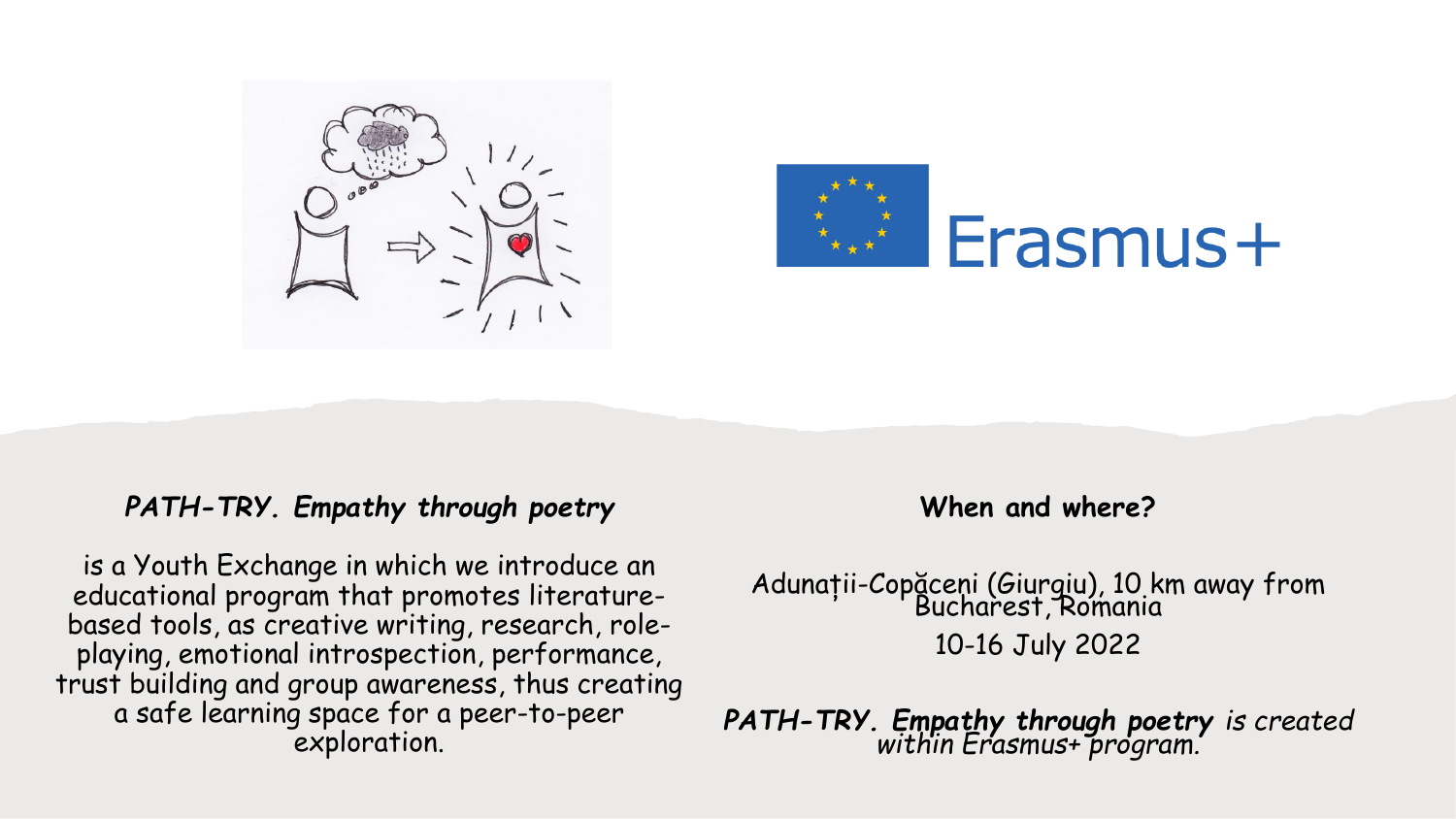Erasmus+

***PATH-TRY. Empathy through poetry***

is a Youth Exchange in which we introduce an educational program that promotes literature-based tools, as creative writing, research, role-playing, emotional introspection, performance, trust building and group awareness, thus creating a safe learning space for a peer-to-peer exploration.

**When and where?**

Adunații-Copăceni (Giurgiu), 10 km away from Bucharest, Romania

10-16 July 2022

***PATH-TRY. Empathy through poetry*** *is created within Erasmus+ program.*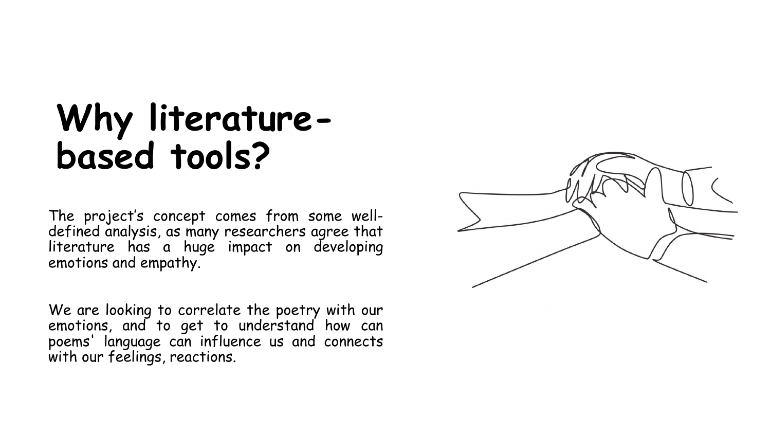# Why literature-based tools?

The project's concept comes from some well-defined analysis, as many researchers agree that literature has a huge impact on developing emotions and empathy.

We are looking to correlate the poetry with our emotions, and to get to understand how can poems' language can influence us and connects with our feelings, reactions.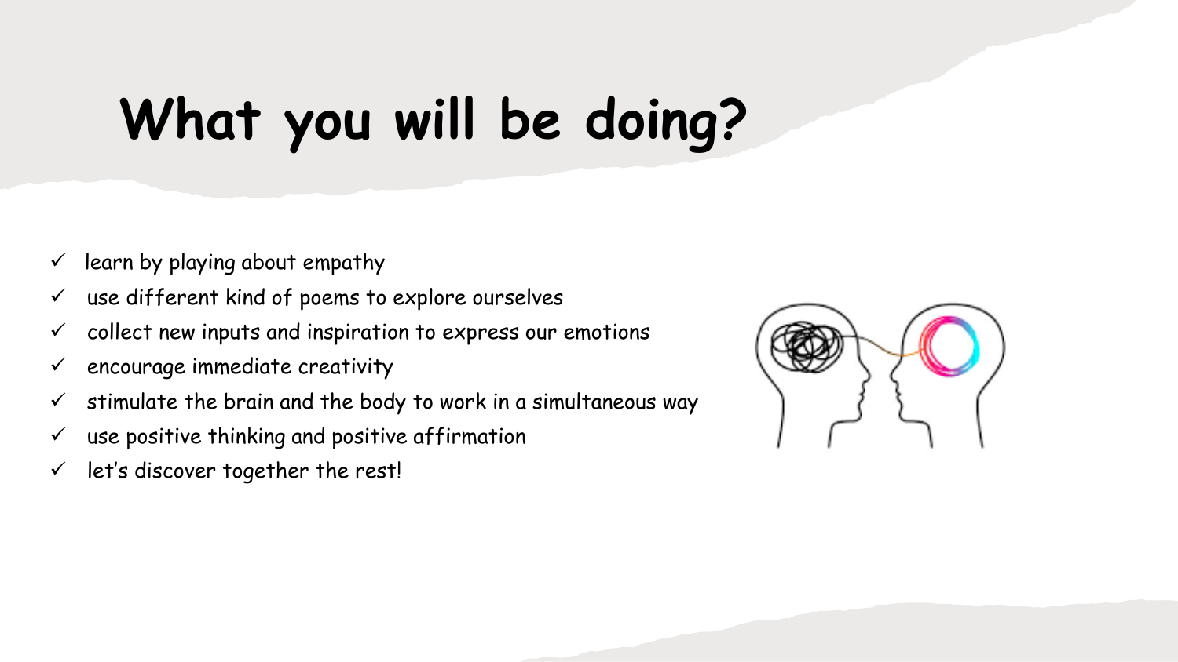# What you will be doing?

- ✓ learn by playing about empathy
- ✓ use different kind of poems to explore ourselves
- ✓ collect new inputs and inspiration to express our emotions
- ✓ encourage immediate creativity
- ✓ stimulate the brain and the body to work in a simultaneous way
- ✓ use positive thinking and positive affirmation
- ✓ let's discover together the rest!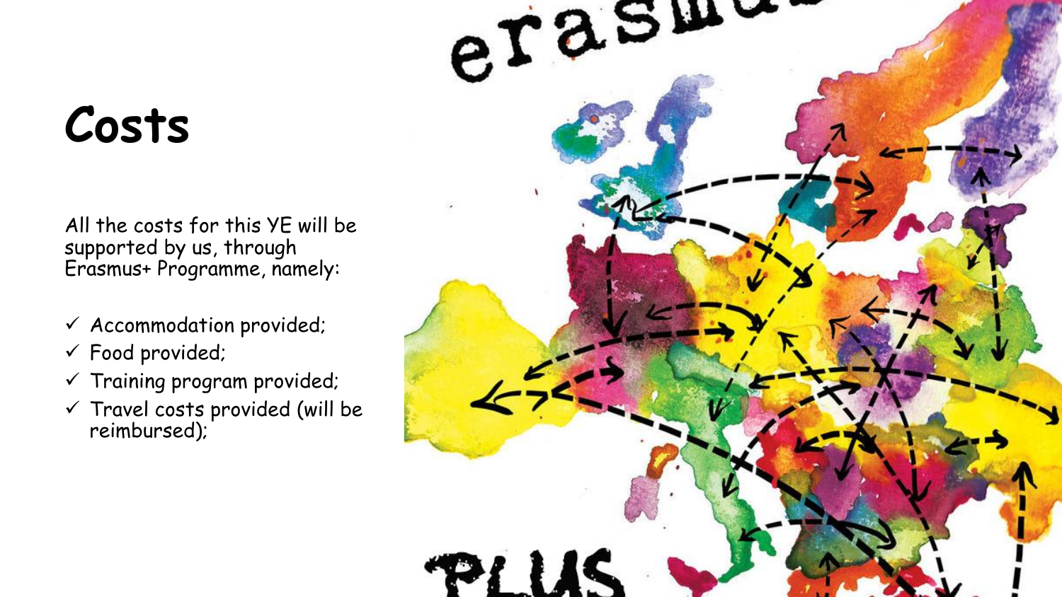# Costs

All the costs for this YE will be supported by us, through Erasmus+ Programme, namely:

- ✓ Accommodation provided;
- ✓ Food provided;
- ✓ Training program provided;
- ✓ Travel costs provided (will be reimbursed);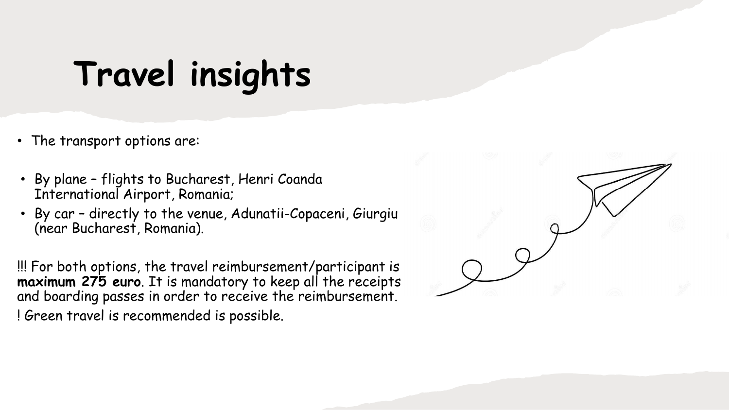# Travel insights

- The transport options are:

- By plane – flights to Bucharest, Henri Coanda International Airport, Romania;
- By car – directly to the venue, Adunatii-Copaceni, Giurgiu (near Bucharest, Romania).

!!! For both options, the travel reimbursement/participant is **maximum 275 euro**. It is mandatory to keep all the receipts and boarding passes in order to receive the reimbursement.

! Green travel is recommended is possible.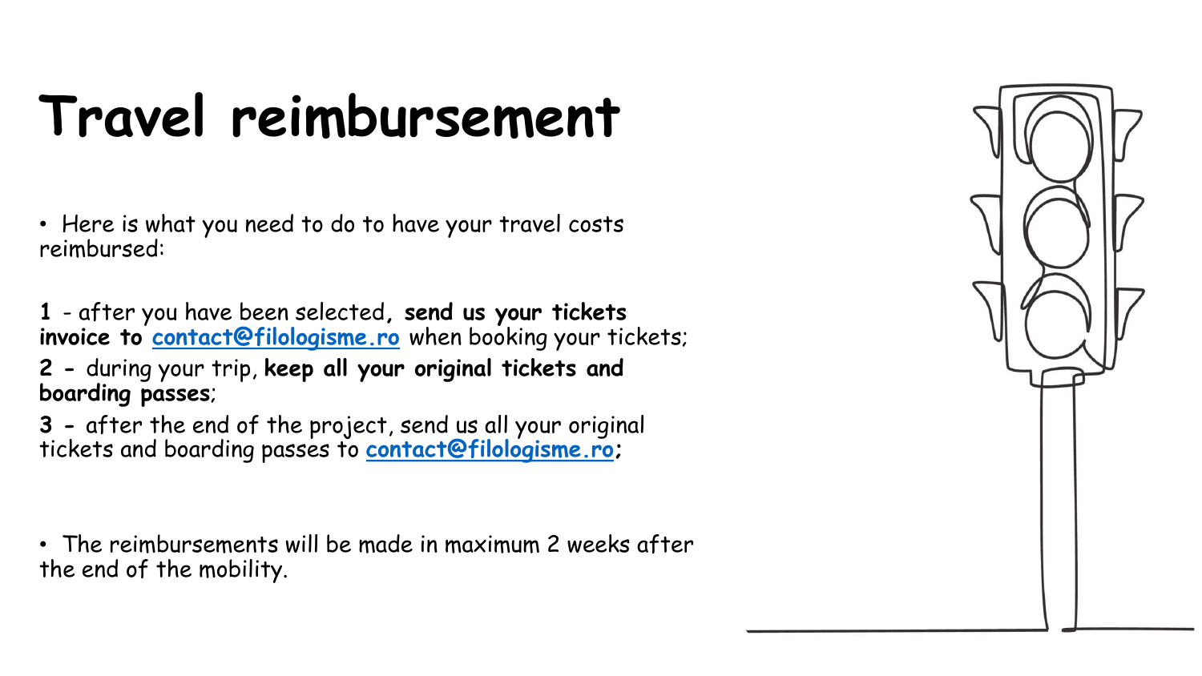# Travel reimbursement

- Here is what you need to do to have your travel costs reimbursed:

**1** - after you have been selected**, send us your tickets invoice to [contact@filologisme.ro](mailto:contact@filologisme.ro)** when booking your tickets;

**2 -** during your trip, **keep all your original tickets and boarding passes**;

**3 -** after the end of the project, send us all your original tickets and boarding passes to **[contact@filologisme.ro](mailto:contact@filologisme.ro);**

- The reimbursements will be made in maximum 2 weeks after the end of the mobility.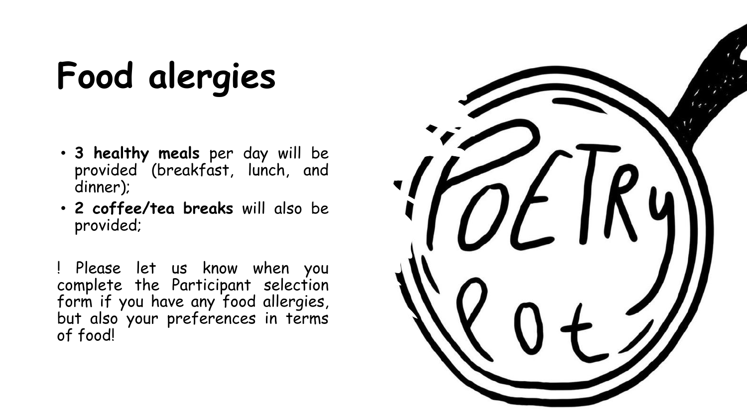# Food alergies

- **3 healthy meals** per day will be provided (breakfast, lunch, and dinner);
- **2 coffee/tea breaks** will also be provided;

! Please let us know when you complete the Participant selection form if you have any food allergies, but also your preferences in terms of food!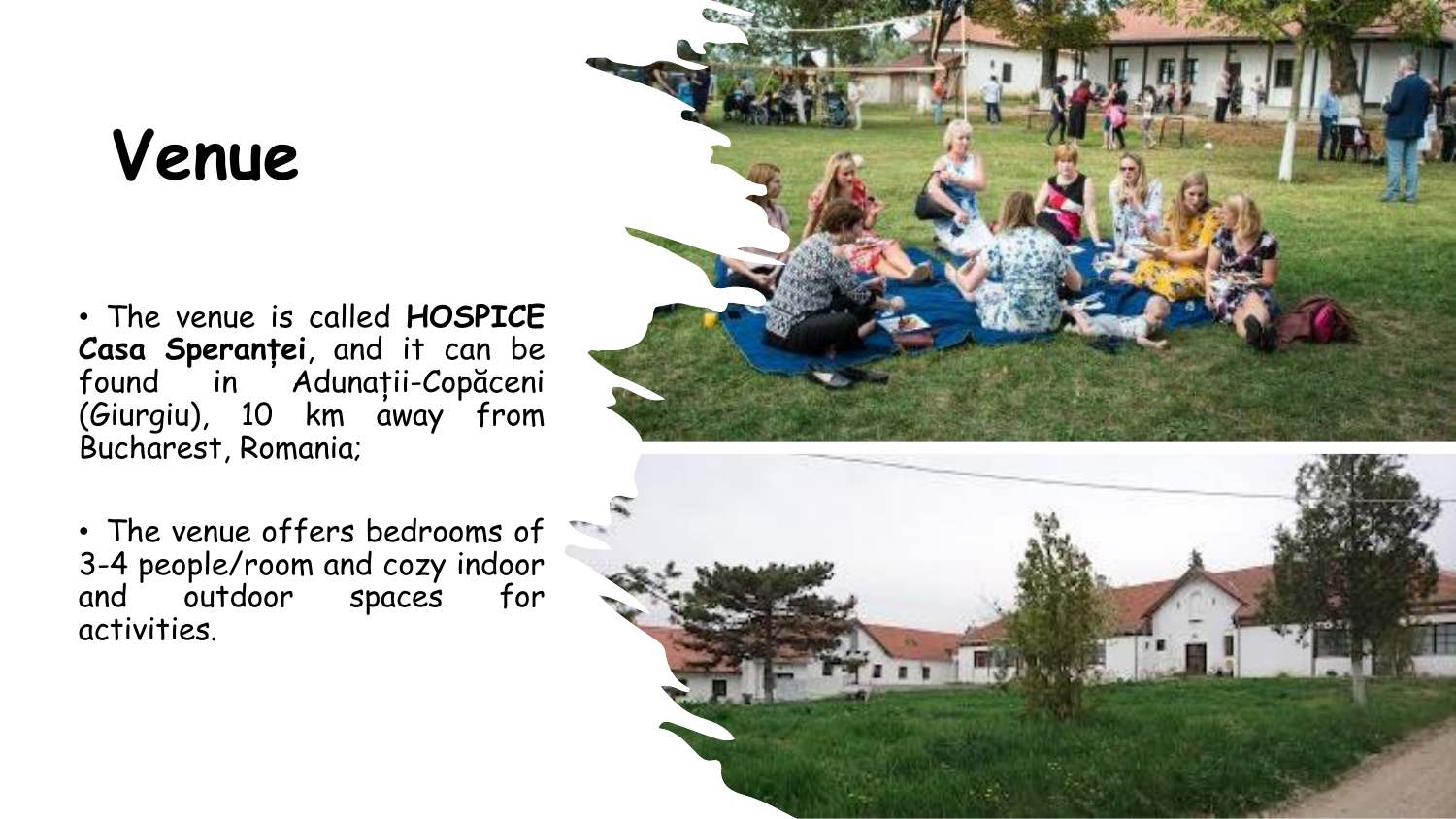# Venue

- The venue is called **HOSPICE Casa Speranței**, and it can be found in Adunații-Copăceni (Giurgiu), 10 km away from Bucharest, Romania;
- The venue offers bedrooms of 3-4 people/room and cozy indoor and outdoor spaces for activities.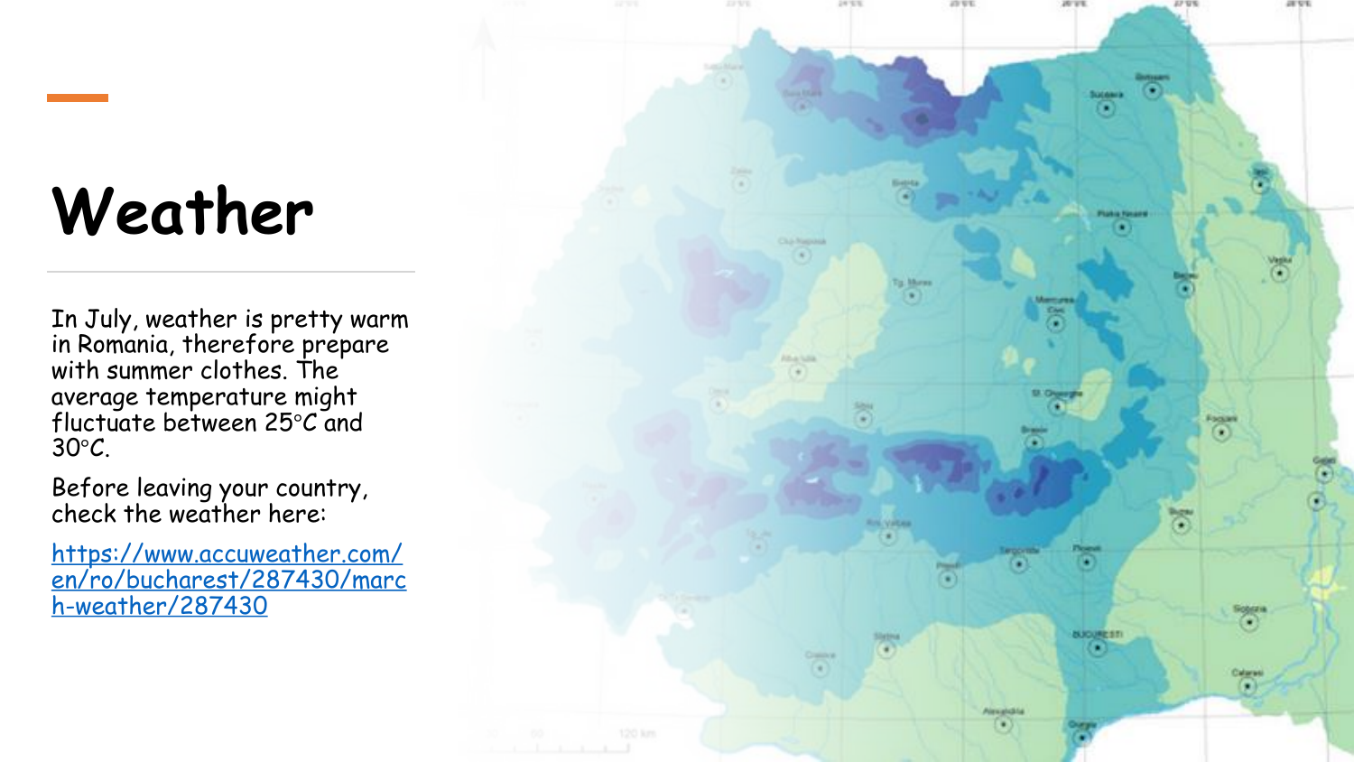# Weather

In July, weather is pretty warm in Romania, therefore prepare with summer clothes. The average temperature might fluctuate between 25°C and 30°C.

Before leaving your country, check the weather here:

[https://www.accuweather.com/en/ro/bucharest/287430/march-weather/287430](https://www.accuweather.com/en/ro/bucharest/287430/march-weather/287430)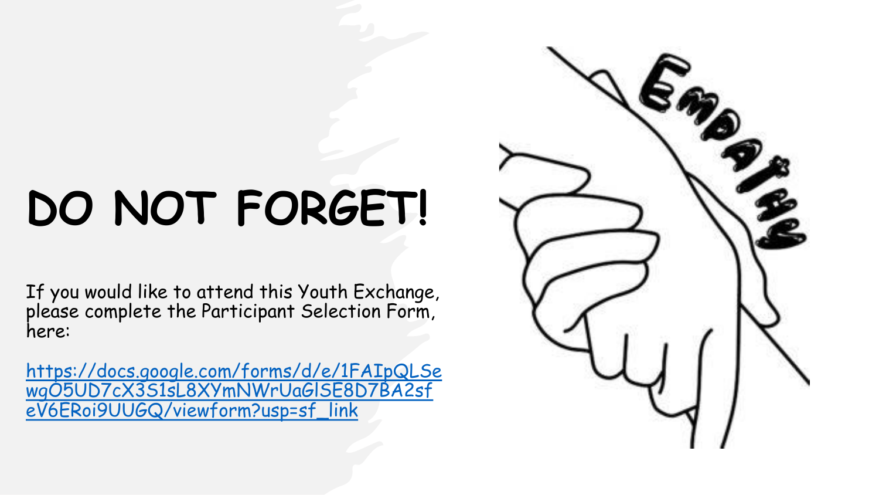# DO NOT FORGET!

If you would like to attend this Youth Exchange, please complete the Participant Selection Form, here:

https://docs.google.com/forms/d/e/1FAIpQLSewgO5UD7cX3S1sL8XYmNWrUaGlSE8D7BA2sfeV6ERoi9UUGQ/viewform?usp=sf_link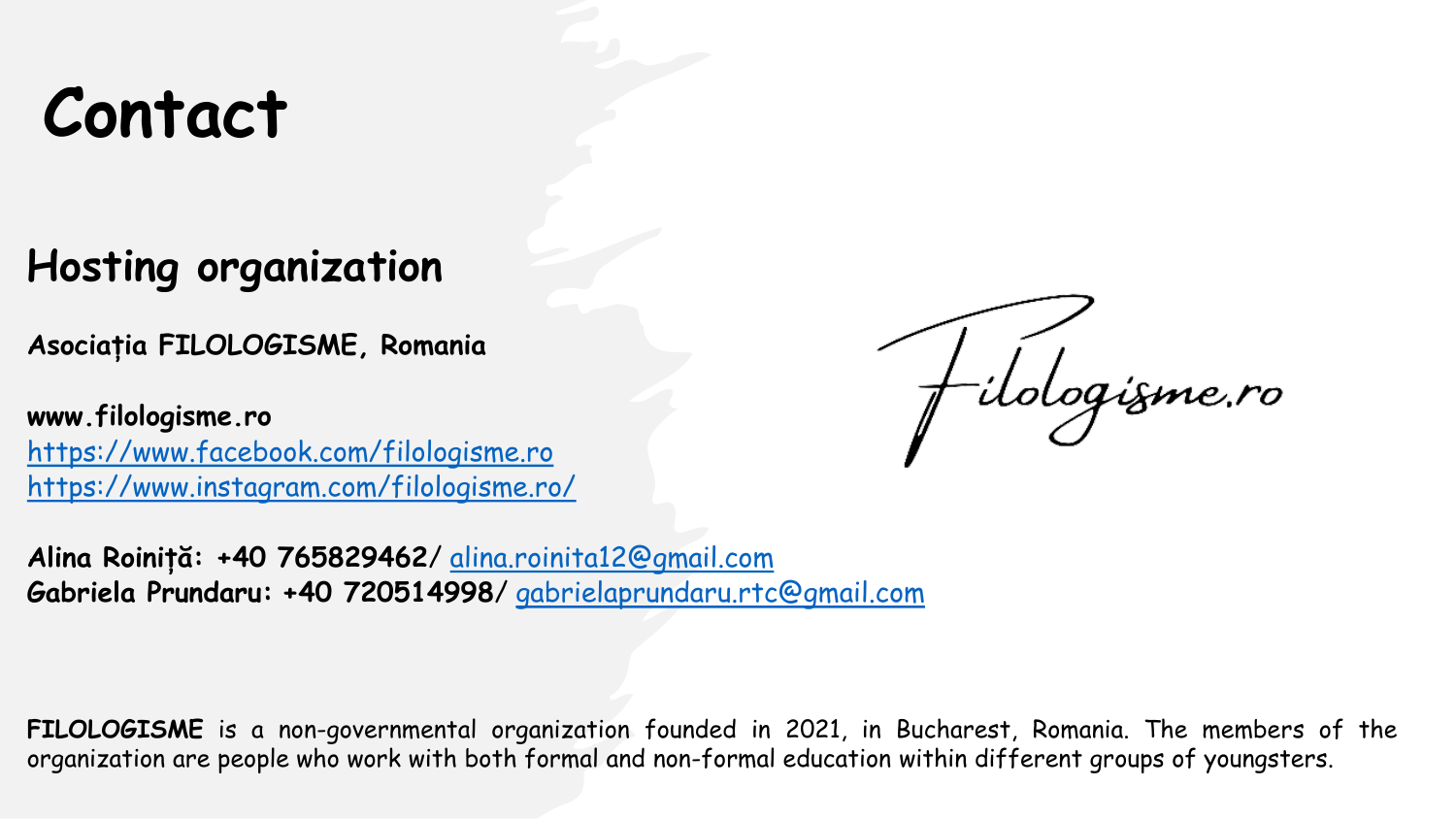# Contact

## Hosting organization

**Asociația FILOLOGISME, Romania**

**www.filologisme.ro**
https://www.facebook.com/filologisme.ro
https://www.instagram.com/filologisme.ro/

**Alina Roiniță: +40 765829462**/ alina.roinita12@gmail.com
**Gabriela Prundaru: +40 720514998**/ gabrielaprundaru.rtc@gmail.com

Filologisme.ro

**FILOLOGISME** is a non-governmental organization founded in 2021, in Bucharest, Romania. The members of the organization are people who work with both formal and non-formal education within different groups of youngsters.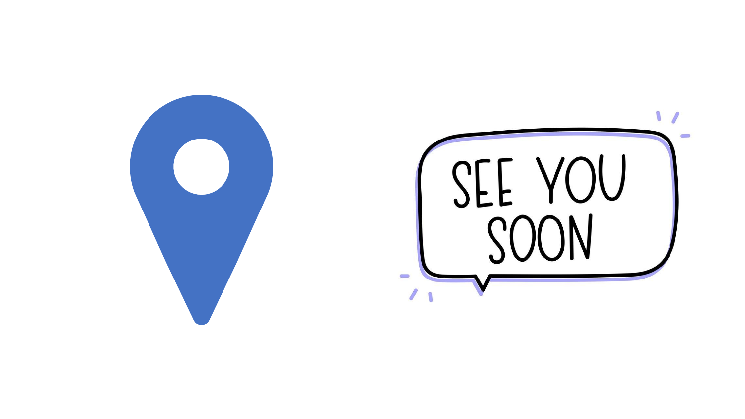SEE YOU SOON